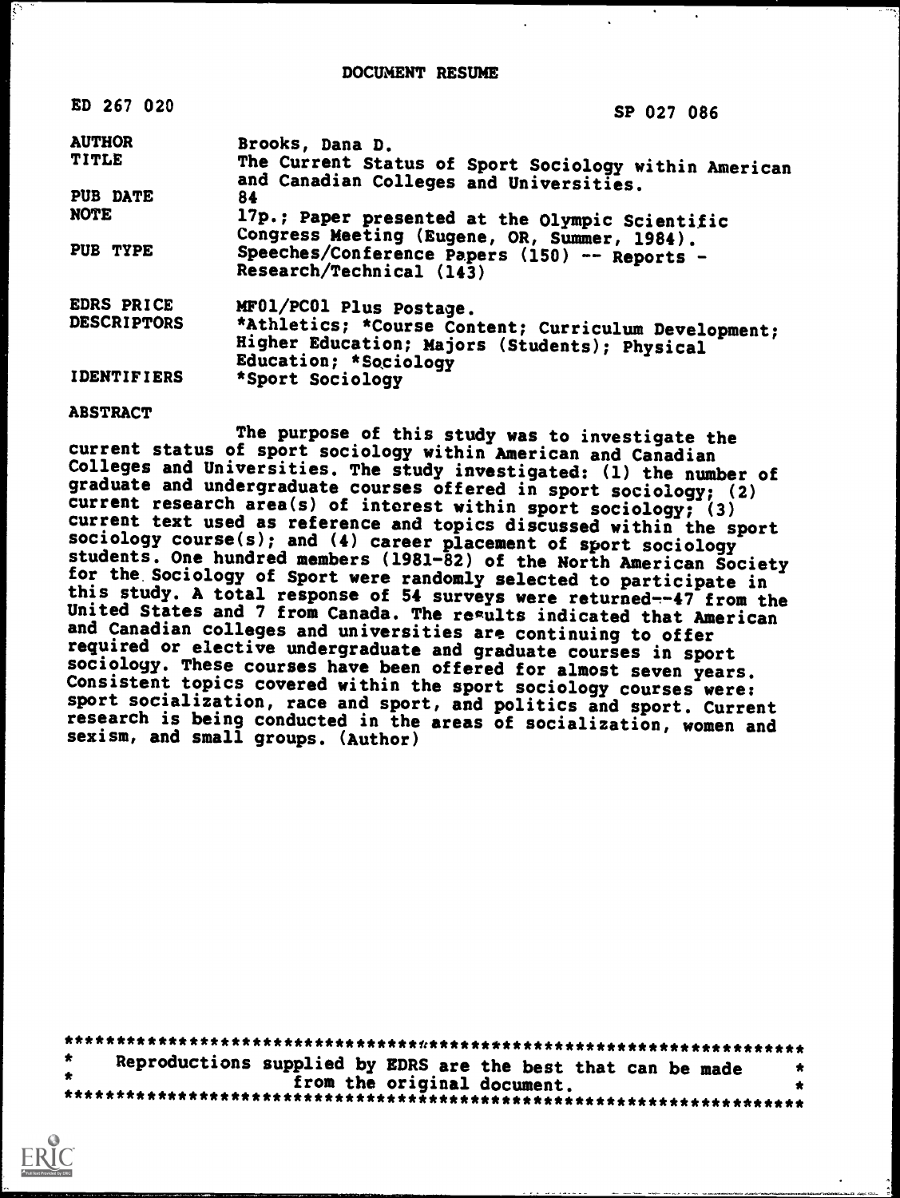# DOCUMENT RESUME

| | |
|---|---|
| ED 267 020 | SP 027 086 |
| AUTHOR | Brooks, Dana D. |
| TITLE | The Current Status of Sport Sociology within American and Canadian Colleges and Universities. |
| PUB DATE | 84 |
| NOTE | 17p.; Paper presented at the Olympic Scientific Congress Meeting (Eugene, OR, Summer, 1984). |
| PUB TYPE | Speeches/Conference Papers (150) -- Reports - Research/Technical (143) |
| EDRS PRICE | MF01/PC01 Plus Postage. |
| DESCRIPTORS | *Athletics; *Course Content; Curriculum Development; Higher Education; Majors (Students); Physical Education; *Sociology |
| IDENTIFIERS | *Sport Sociology |

**ABSTRACT**

The purpose of this study was to investigate the current status of sport sociology within American and Canadian Colleges and Universities. The study investigated: (1) the number of graduate and undergraduate courses offered in sport sociology; (2) current research area(s) of interest within sport sociology; (3) current text used as reference and topics discussed within the sport sociology course(s); and (4) career placement of sport sociology students. One hundred members (1981-82) of the North American Society for the Sociology of Sport were randomly selected to participate in this study. A total response of 54 surveys were returned--47 from the United States and 7 from Canada. The results indicated that American and Canadian colleges and universities are continuing to offer required or elective undergraduate and graduate courses in sport sociology. These courses have been offered for almost seven years. Consistent topics covered within the sport sociology courses were: sport socialization, race and sport, and politics and sport. Current research is being conducted in the areas of socialization, women and sexism, and small groups. (Author)

***********************************************************************
* Reproductions supplied by EDRS are the best that can be made *
* from the original document. *
***********************************************************************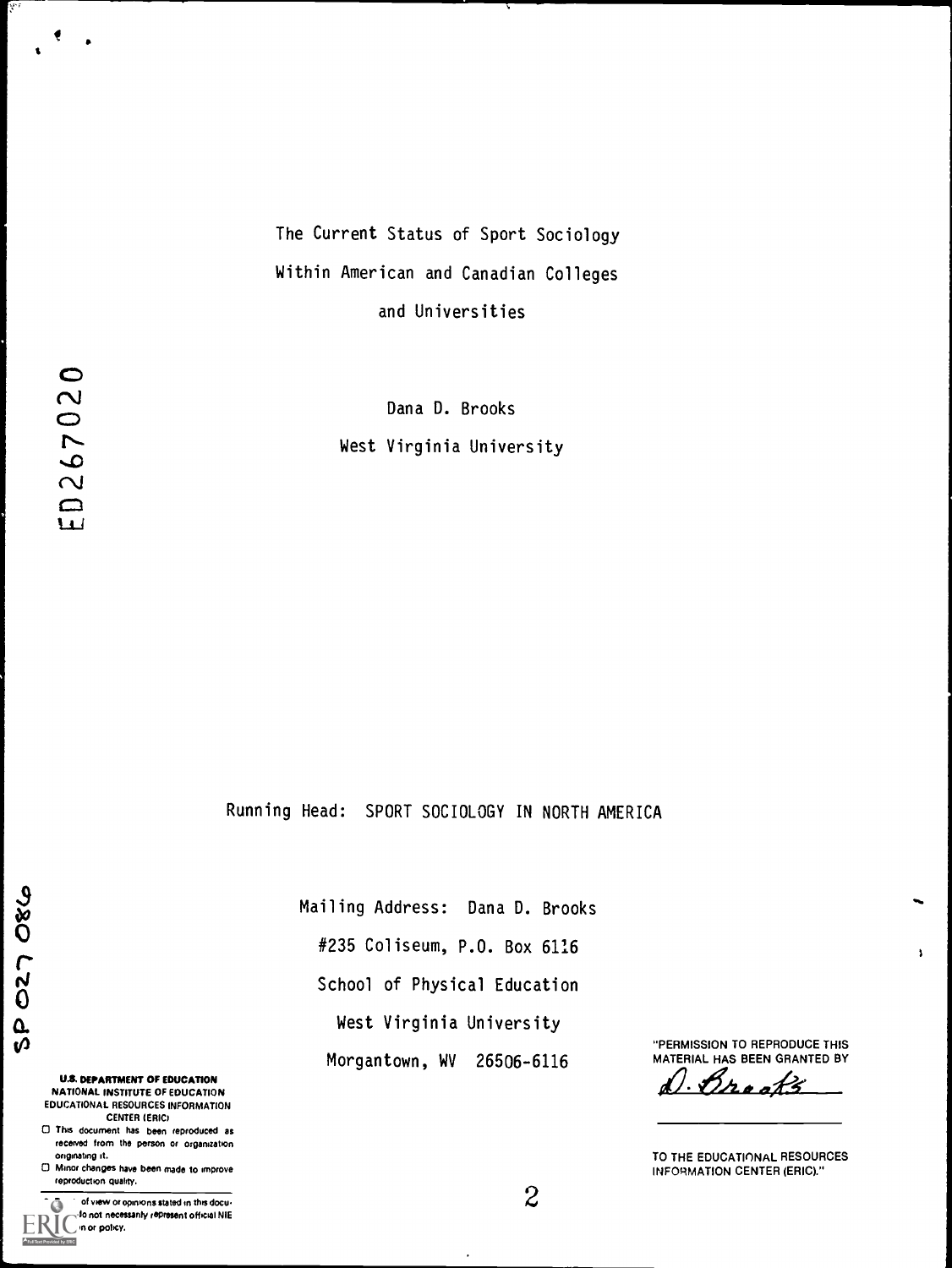The Current Status of Sport Sociology

Within American and Canadian Colleges

and Universities

Dana D. Brooks

West Virginia University

ED267020

Running Head: SPORT SOCIOLOGY IN NORTH AMERICA

Mailing Address: Dana D. Brooks

#235 Coliseum, P.O. Box 6116

School of Physical Education

West Virginia University

Morgantown, WV 26506-6116

SP 027 086

U.S. DEPARTMENT OF EDUCATION
NATIONAL INSTITUTE OF EDUCATION
EDUCATIONAL RESOURCES INFORMATION CENTER (ERIC)

☐ This document has been reproduced as received from the person or organization originating it.

☐ Minor changes have been made to improve reproduction quality.

of view or opinions stated in this document do not necessarily represent official NIE position or policy.

"PERMISSION TO REPRODUCE THIS MATERIAL HAS BEEN GRANTED BY

D. Brooks

TO THE EDUCATIONAL RESOURCES INFORMATION CENTER (ERIC)."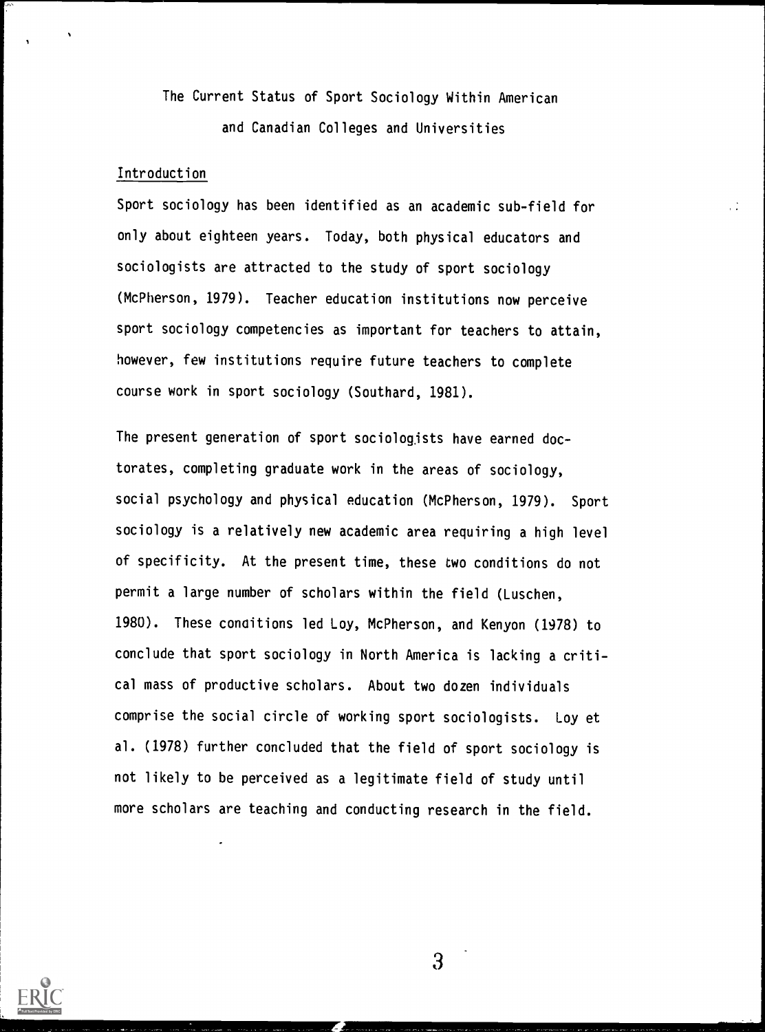# The Current Status of Sport Sociology Within American and Canadian Colleges and Universities

## Introduction

Sport sociology has been identified as an academic sub-field for only about eighteen years. Today, both physical educators and sociologists are attracted to the study of sport sociology (McPherson, 1979). Teacher education institutions now perceive sport sociology competencies as important for teachers to attain, however, few institutions require future teachers to complete course work in sport sociology (Southard, 1981).

The present generation of sport sociologists have earned doctorates, completing graduate work in the areas of sociology, social psychology and physical education (McPherson, 1979). Sport sociology is a relatively new academic area requiring a high level of specificity. At the present time, these two conditions do not permit a large number of scholars within the field (Luschen, 1980). These conditions led Loy, McPherson, and Kenyon (1978) to conclude that sport sociology in North America is lacking a critical mass of productive scholars. About two dozen individuals comprise the social circle of working sport sociologists. Loy et al. (1978) further concluded that the field of sport sociology is not likely to be perceived as a legitimate field of study until more scholars are teaching and conducting research in the field.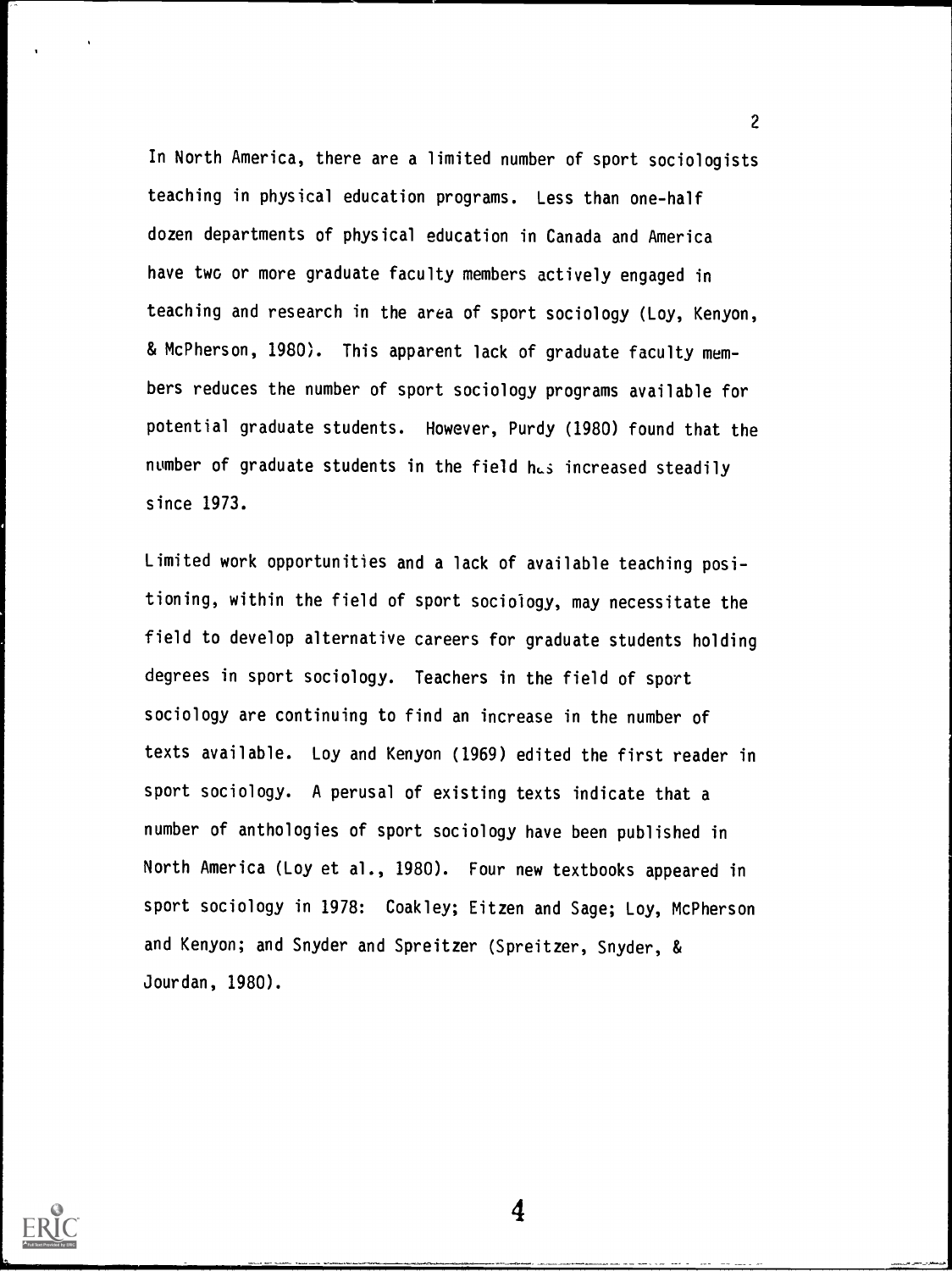In North America, there are a limited number of sport sociologists teaching in physical education programs. Less than one-half dozen departments of physical education in Canada and America have two or more graduate faculty members actively engaged in teaching and research in the area of sport sociology (Loy, Kenyon, & McPherson, 1980). This apparent lack of graduate faculty members reduces the number of sport sociology programs available for potential graduate students. However, Purdy (1980) found that the number of graduate students in the field has increased steadily since 1973.

Limited work opportunities and a lack of available teaching positioning, within the field of sport sociology, may necessitate the field to develop alternative careers for graduate students holding degrees in sport sociology. Teachers in the field of sport sociology are continuing to find an increase in the number of texts available. Loy and Kenyon (1969) edited the first reader in sport sociology. A perusal of existing texts indicate that a number of anthologies of sport sociology have been published in North America (Loy et al., 1980). Four new textbooks appeared in sport sociology in 1978: Coakley; Eitzen and Sage; Loy, McPherson and Kenyon; and Snyder and Spreitzer (Spreitzer, Snyder, & Jourdan, 1980).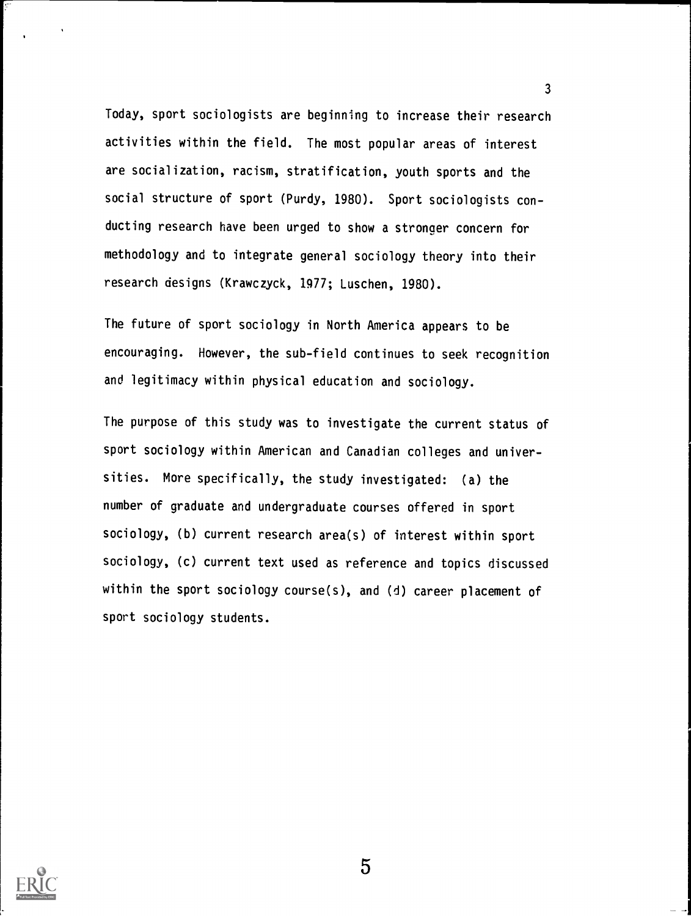Today, sport sociologists are beginning to increase their research activities within the field. The most popular areas of interest are socialization, racism, stratification, youth sports and the social structure of sport (Purdy, 1980). Sport sociologists conducting research have been urged to show a stronger concern for methodology and to integrate general sociology theory into their research designs (Krawczyck, 1977; Luschen, 1980).

The future of sport sociology in North America appears to be encouraging. However, the sub-field continues to seek recognition and legitimacy within physical education and sociology.

The purpose of this study was to investigate the current status of sport sociology within American and Canadian colleges and universities. More specifically, the study investigated: (a) the number of graduate and undergraduate courses offered in sport sociology, (b) current research area(s) of interest within sport sociology, (c) current text used as reference and topics discussed within the sport sociology course(s), and (d) career placement of sport sociology students.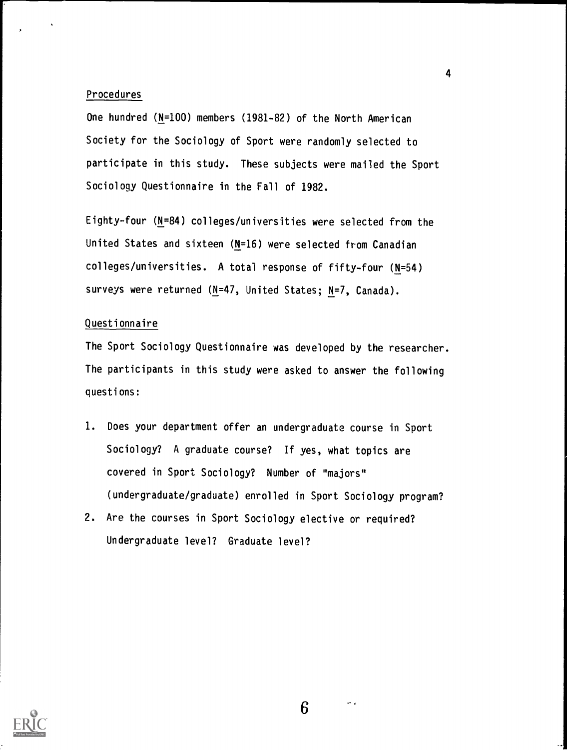## Procedures

One hundred (N=100) members (1981-82) of the North American Society for the Sociology of Sport were randomly selected to participate in this study. These subjects were mailed the Sport Sociology Questionnaire in the Fall of 1982.

Eighty-four (N=84) colleges/universities were selected from the United States and sixteen (N=16) were selected from Canadian colleges/universities. A total response of fifty-four (N=54) surveys were returned (N=47, United States; N=7, Canada).

## Questionnaire

The Sport Sociology Questionnaire was developed by the researcher. The participants in this study were asked to answer the following questions:

1. Does your department offer an undergraduate course in Sport Sociology? A graduate course? If yes, what topics are covered in Sport Sociology? Number of "majors" (undergraduate/graduate) enrolled in Sport Sociology program?
2. Are the courses in Sport Sociology elective or required? Undergraduate level? Graduate level?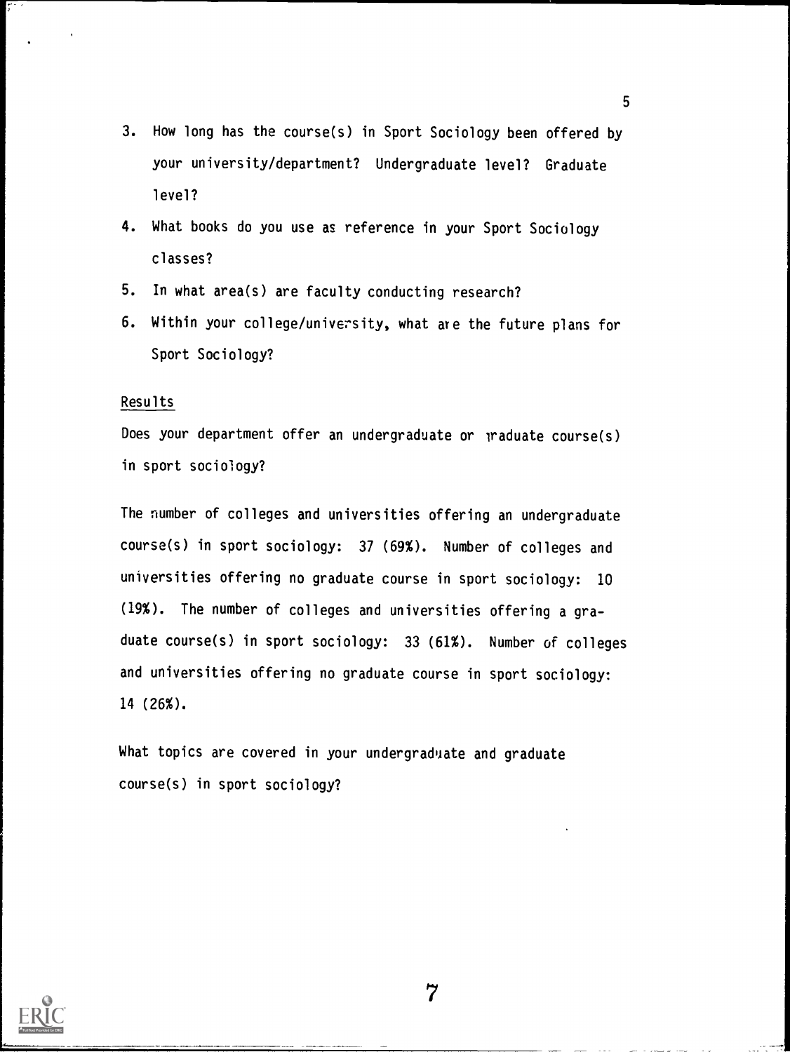3. How long has the course(s) in Sport Sociology been offered by your university/department? Undergraduate level? Graduate level?
4. What books do you use as reference in your Sport Sociology classes?
5. In what area(s) are faculty conducting research?
6. Within your college/university, what are the future plans for Sport Sociology?

Results

Does your department offer an undergraduate or graduate course(s) in sport sociology?

The number of colleges and universities offering an undergraduate course(s) in sport sociology: 37 (69%). Number of colleges and universities offering no graduate course in sport sociology: 10 (19%). The number of colleges and universities offering a graduate course(s) in sport sociology: 33 (61%). Number of colleges and universities offering no graduate course in sport sociology: 14 (26%).

What topics are covered in your undergraduate and graduate course(s) in sport sociology?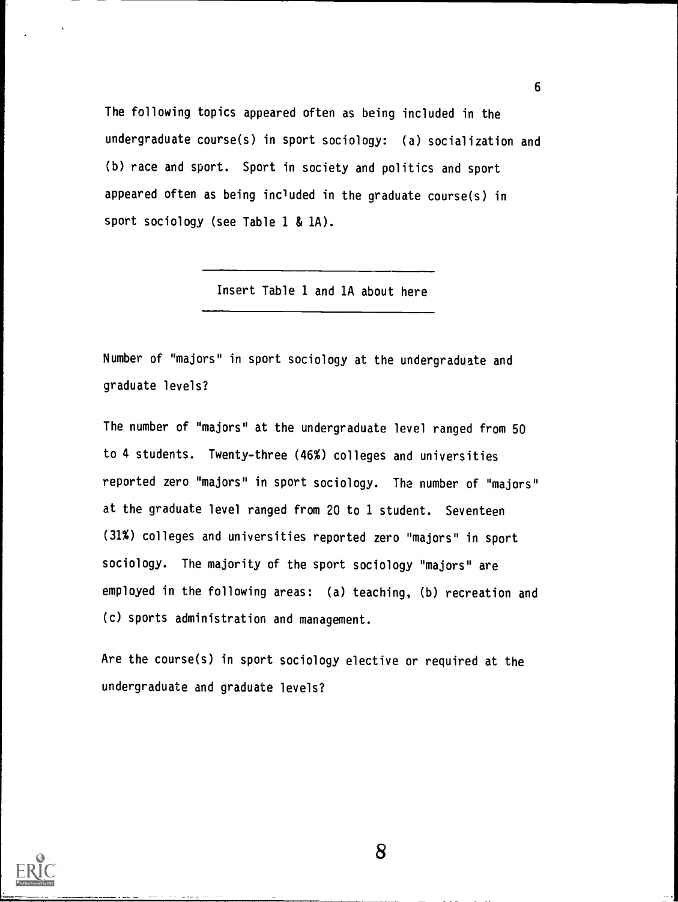The following topics appeared often as being included in the undergraduate course(s) in sport sociology: (a) socialization and (b) race and sport. Sport in society and politics and sport appeared often as being included in the graduate course(s) in sport sociology (see Table 1 & 1A).

---

Insert Table 1 and 1A about here

---

Number of "majors" in sport sociology at the undergraduate and graduate levels?

The number of "majors" at the undergraduate level ranged from 50 to 4 students. Twenty-three (46%) colleges and universities reported zero "majors" in sport sociology. The number of "majors" at the graduate level ranged from 20 to 1 student. Seventeen (31%) colleges and universities reported zero "majors" in sport sociology. The majority of the sport sociology "majors" are employed in the following areas: (a) teaching, (b) recreation and (c) sports administration and management.

Are the course(s) in sport sociology elective or required at the undergraduate and graduate levels?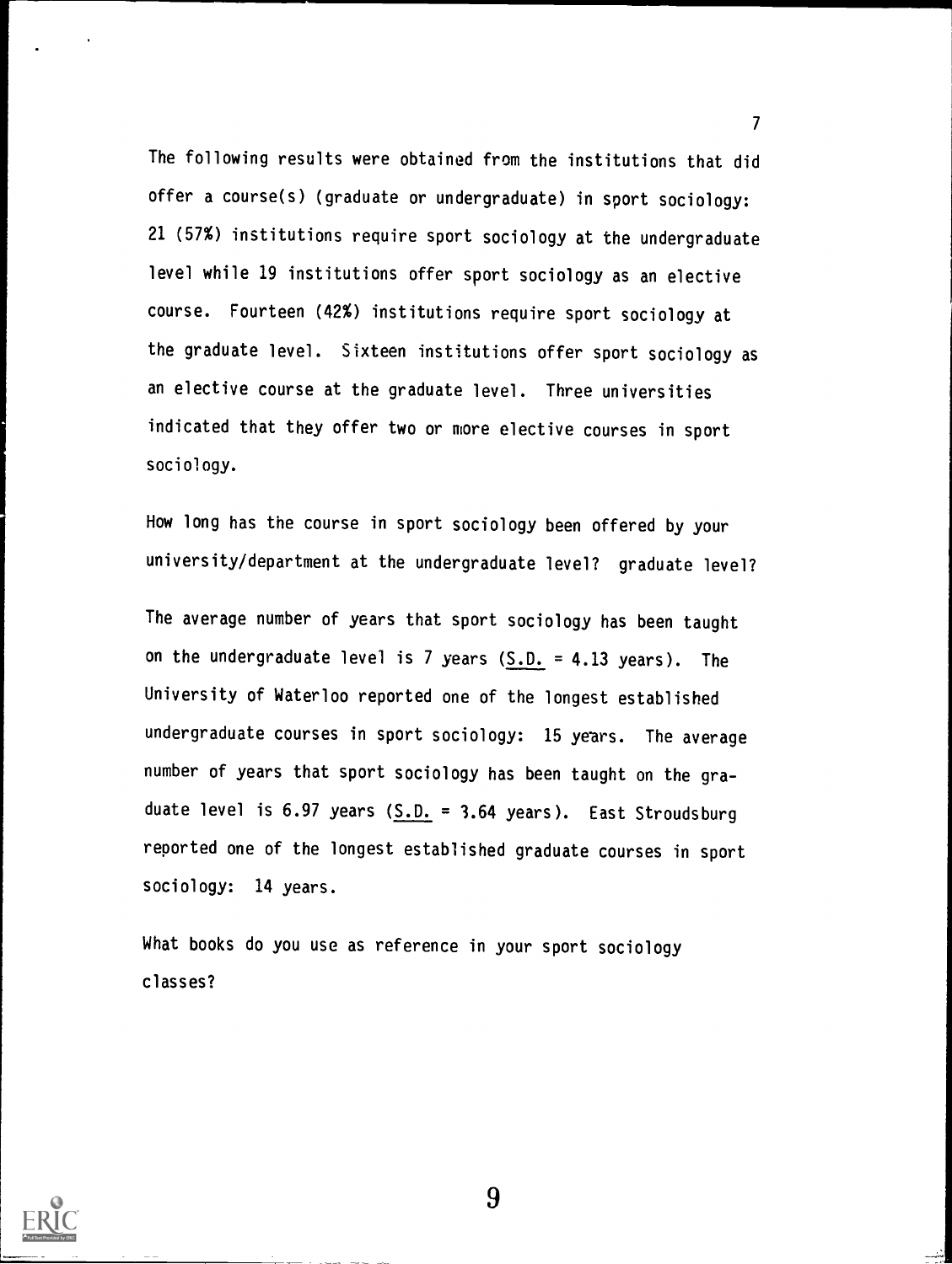The following results were obtained from the institutions that did offer a course(s) (graduate or undergraduate) in sport sociology: 21 (57%) institutions require sport sociology at the undergraduate level while 19 institutions offer sport sociology as an elective course. Fourteen (42%) institutions require sport sociology at the graduate level. Sixteen institutions offer sport sociology as an elective course at the graduate level. Three universities indicated that they offer two or more elective courses in sport sociology.

How long has the course in sport sociology been offered by your university/department at the undergraduate level? graduate level?

The average number of years that sport sociology has been taught on the undergraduate level is 7 years (S.D. = 4.13 years). The University of Waterloo reported one of the longest established undergraduate courses in sport sociology: 15 years. The average number of years that sport sociology has been taught on the graduate level is 6.97 years (S.D. = 3.64 years). East Stroudsburg reported one of the longest established graduate courses in sport sociology: 14 years.

What books do you use as reference in your sport sociology classes?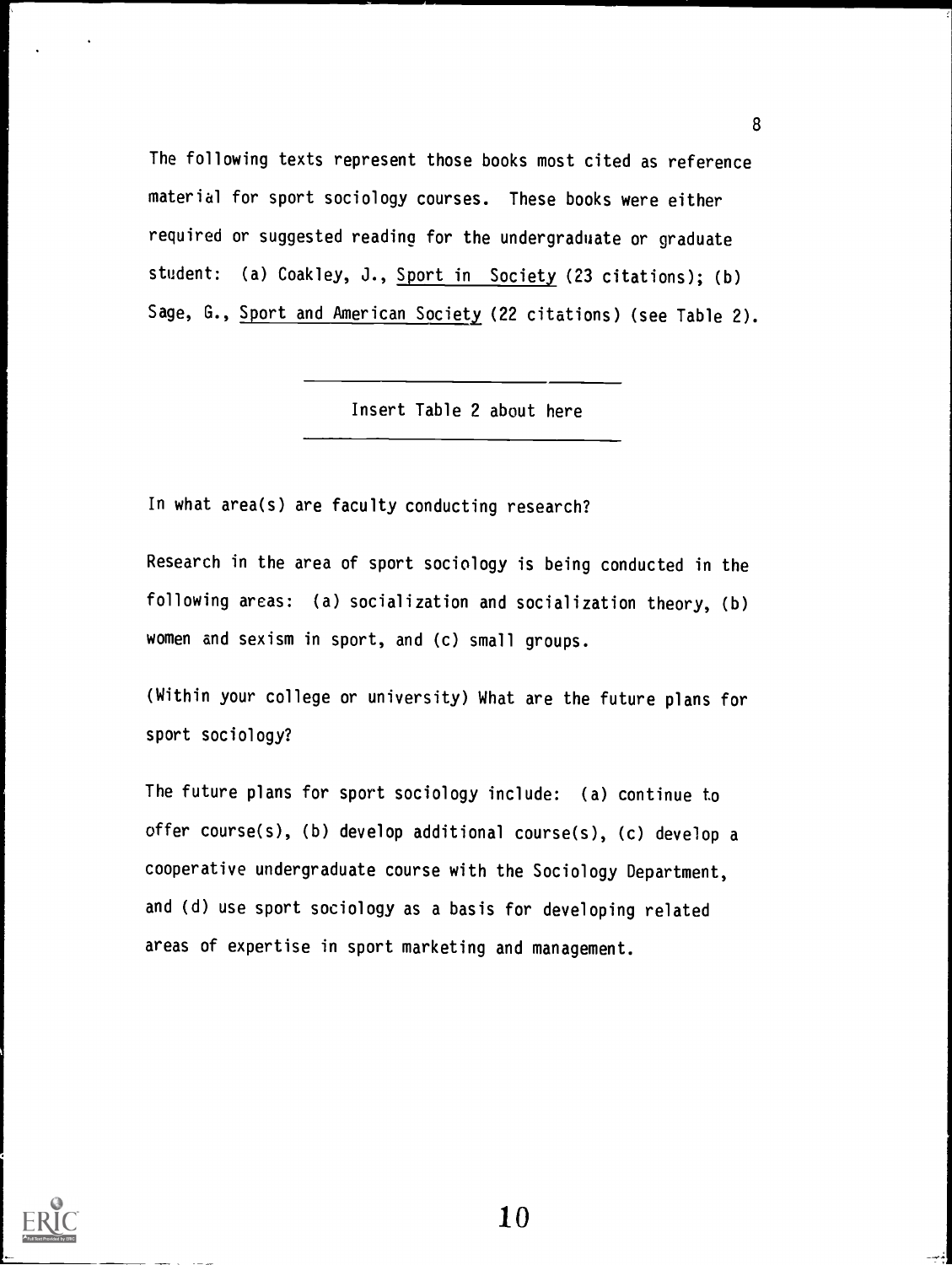The following texts represent those books most cited as reference material for sport sociology courses. These books were either required or suggested reading for the undergraduate or graduate student: (a) Coakley, J., Sport in Society (23 citations); (b) Sage, G., Sport and American Society (22 citations) (see Table 2).

---

Insert Table 2 about here

---

In what area(s) are faculty conducting research?

Research in the area of sport sociology is being conducted in the following areas: (a) socialization and socialization theory, (b) women and sexism in sport, and (c) small groups.

(Within your college or university) What are the future plans for sport sociology?

The future plans for sport sociology include: (a) continue to offer course(s), (b) develop additional course(s), (c) develop a cooperative undergraduate course with the Sociology Department, and (d) use sport sociology as a basis for developing related areas of expertise in sport marketing and management.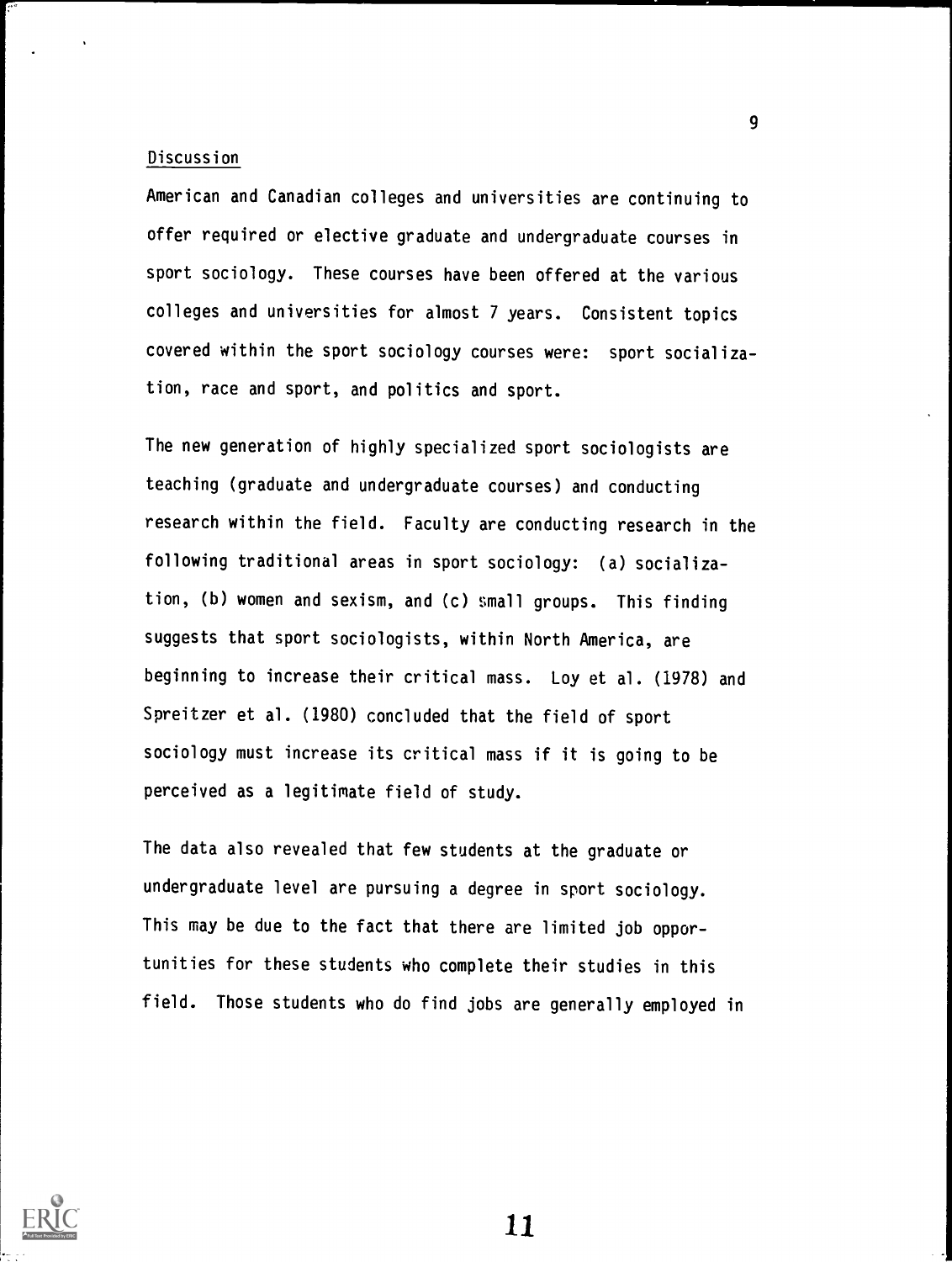## Discussion

American and Canadian colleges and universities are continuing to offer required or elective graduate and undergraduate courses in sport sociology. These courses have been offered at the various colleges and universities for almost 7 years. Consistent topics covered within the sport sociology courses were: sport socialization, race and sport, and politics and sport.

The new generation of highly specialized sport sociologists are teaching (graduate and undergraduate courses) and conducting research within the field. Faculty are conducting research in the following traditional areas in sport sociology: (a) socialization, (b) women and sexism, and (c) small groups. This finding suggests that sport sociologists, within North America, are beginning to increase their critical mass. Loy et al. (1978) and Spreitzer et al. (1980) concluded that the field of sport sociology must increase its critical mass if it is going to be perceived as a legitimate field of study.

The data also revealed that few students at the graduate or undergraduate level are pursuing a degree in sport sociology. This may be due to the fact that there are limited job opportunities for these students who complete their studies in this field. Those students who do find jobs are generally employed in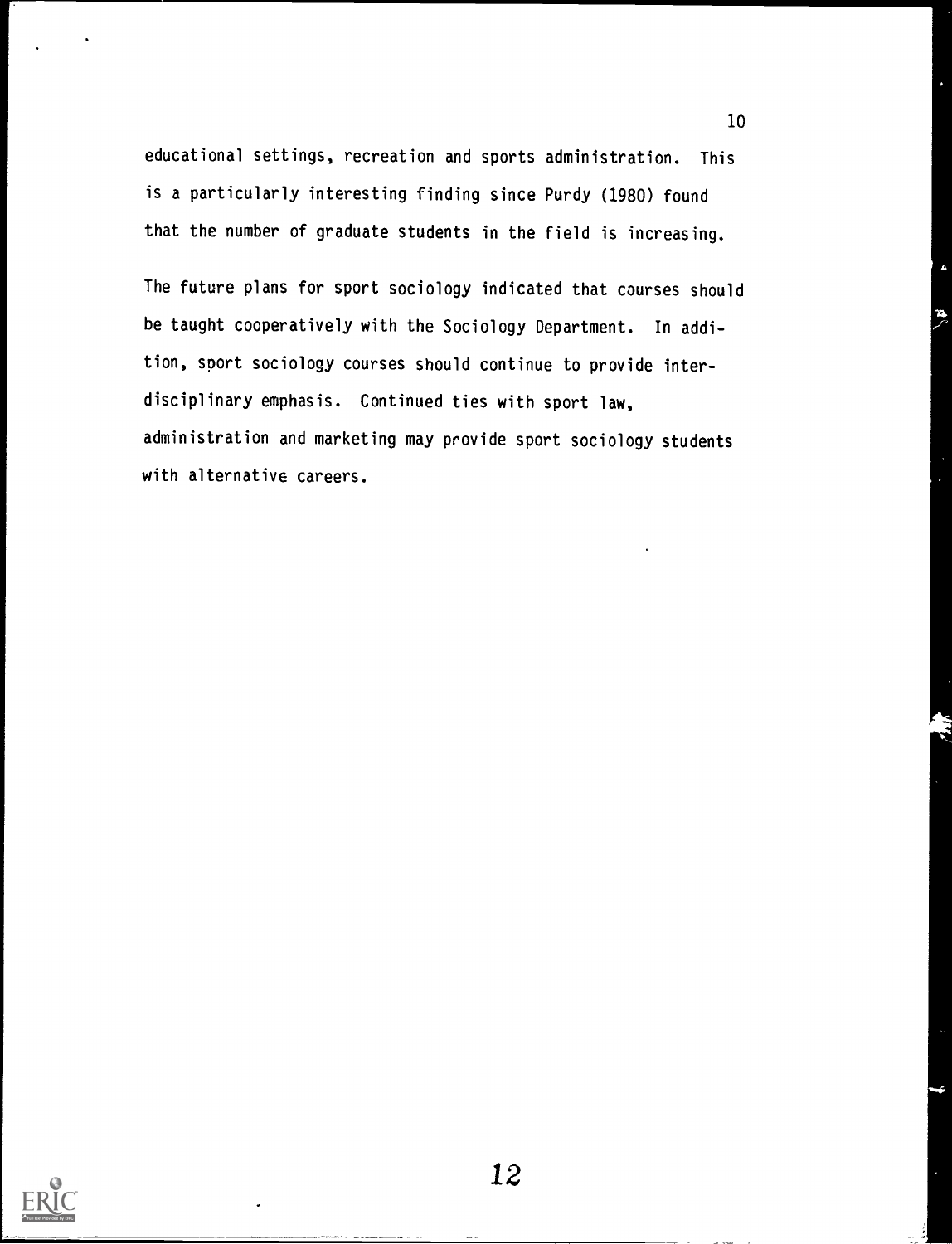educational settings, recreation and sports administration. This is a particularly interesting finding since Purdy (1980) found that the number of graduate students in the field is increasing.

The future plans for sport sociology indicated that courses should be taught cooperatively with the Sociology Department. In addition, sport sociology courses should continue to provide interdisciplinary emphasis. Continued ties with sport law, administration and marketing may provide sport sociology students with alternative careers.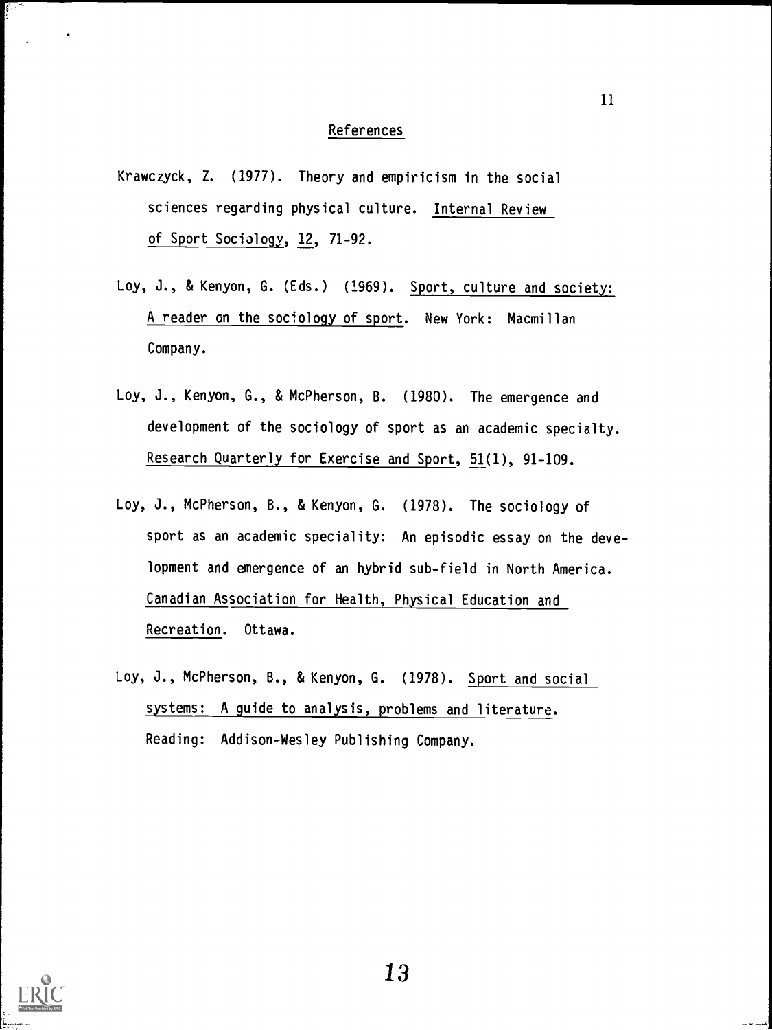## References

Krawczyck, Z. (1977). Theory and empiricism in the social sciences regarding physical culture. Internal Review of Sport Sociology, 12, 71-92.

Loy, J., & Kenyon, G. (Eds.) (1969). Sport, culture and society: A reader on the sociology of sport. New York: Macmillan Company.

Loy, J., Kenyon, G., & McPherson, B. (1980). The emergence and development of the sociology of sport as an academic specialty. Research Quarterly for Exercise and Sport, 51(1), 91-109.

Loy, J., McPherson, B., & Kenyon, G. (1978). The sociology of sport as an academic speciality: An episodic essay on the development and emergence of an hybrid sub-field in North America. Canadian Association for Health, Physical Education and Recreation. Ottawa.

Loy, J., McPherson, B., & Kenyon, G. (1978). Sport and social systems: A guide to analysis, problems and literature. Reading: Addison-Wesley Publishing Company.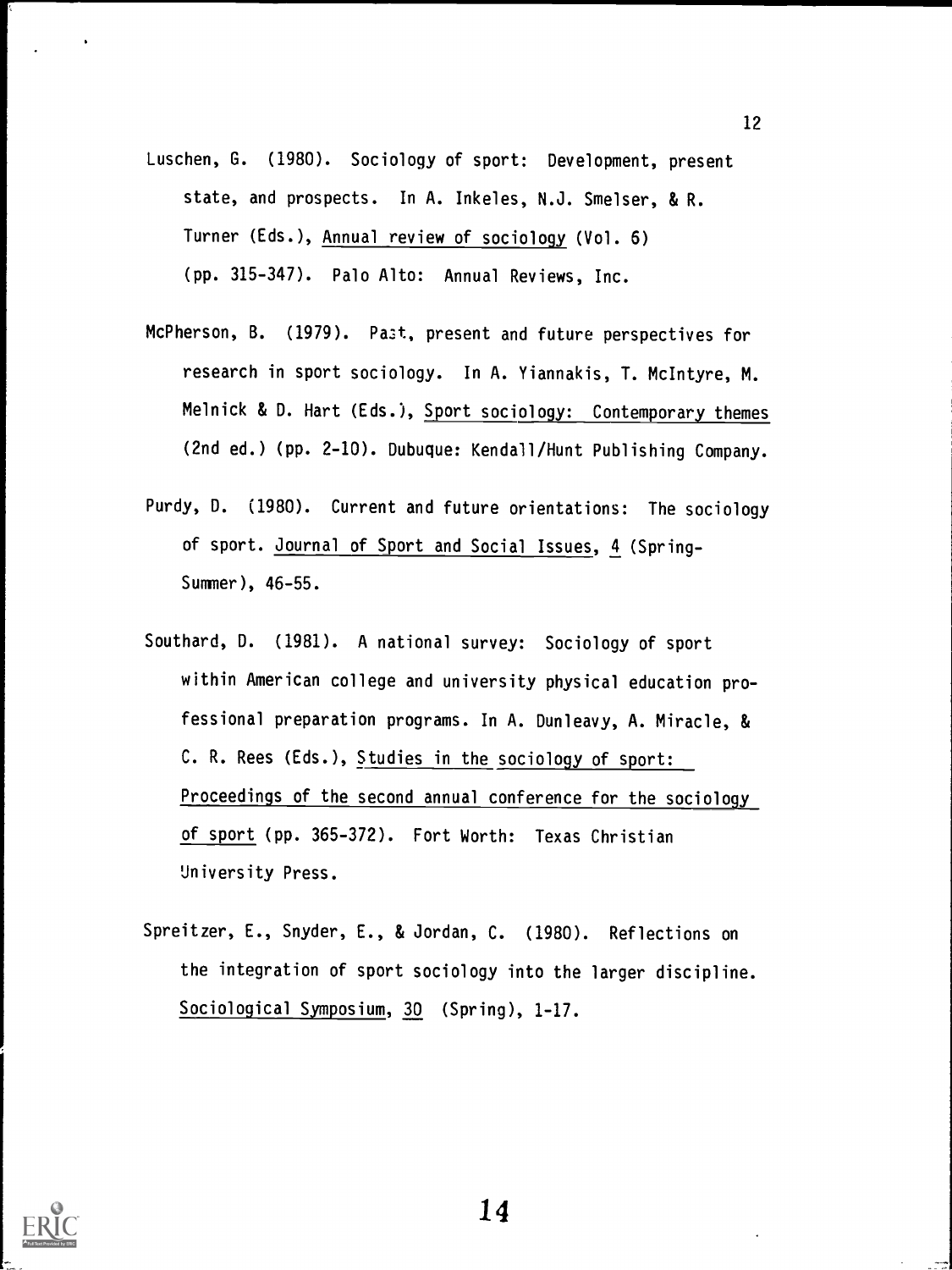Luschen, G. (1980). Sociology of sport: Development, present state, and prospects. In A. Inkeles, N.J. Smelser, & R. Turner (Eds.), Annual review of sociology (Vol. 6) (pp. 315-347). Palo Alto: Annual Reviews, Inc.

McPherson, B. (1979). Past, present and future perspectives for research in sport sociology. In A. Yiannakis, T. McIntyre, M. Melnick & D. Hart (Eds.), Sport sociology: Contemporary themes (2nd ed.) (pp. 2-10). Dubuque: Kendall/Hunt Publishing Company.

Purdy, D. (1980). Current and future orientations: The sociology of sport. Journal of Sport and Social Issues, 4 (Spring-Summer), 46-55.

Southard, D. (1981). A national survey: Sociology of sport within American college and university physical education professional preparation programs. In A. Dunleavy, A. Miracle, & C. R. Rees (Eds.), Studies in the sociology of sport: Proceedings of the second annual conference for the sociology of sport (pp. 365-372). Fort Worth: Texas Christian University Press.

Spreitzer, E., Snyder, E., & Jordan, C. (1980). Reflections on the integration of sport sociology into the larger discipline. Sociological Symposium, 30 (Spring), 1-17.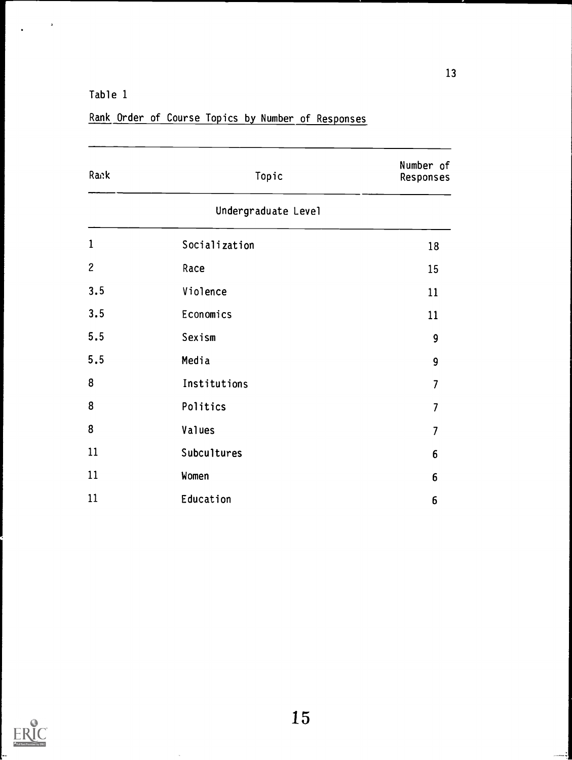Table 1

Rank Order of Course Topics by Number of Responses

| Rank | Topic | Number of Responses |
|---|---|---|
| | Undergraduate Level | |
| 1 | Socialization | 18 |
| 2 | Race | 15 |
| 3.5 | Violence | 11 |
| 3.5 | Economics | 11 |
| 5.5 | Sexism | 9 |
| 5.5 | Media | 9 |
| 8 | Institutions | 7 |
| 8 | Politics | 7 |
| 8 | Values | 7 |
| 11 | Subcultures | 6 |
| 11 | Women | 6 |
| 11 | Education | 6 |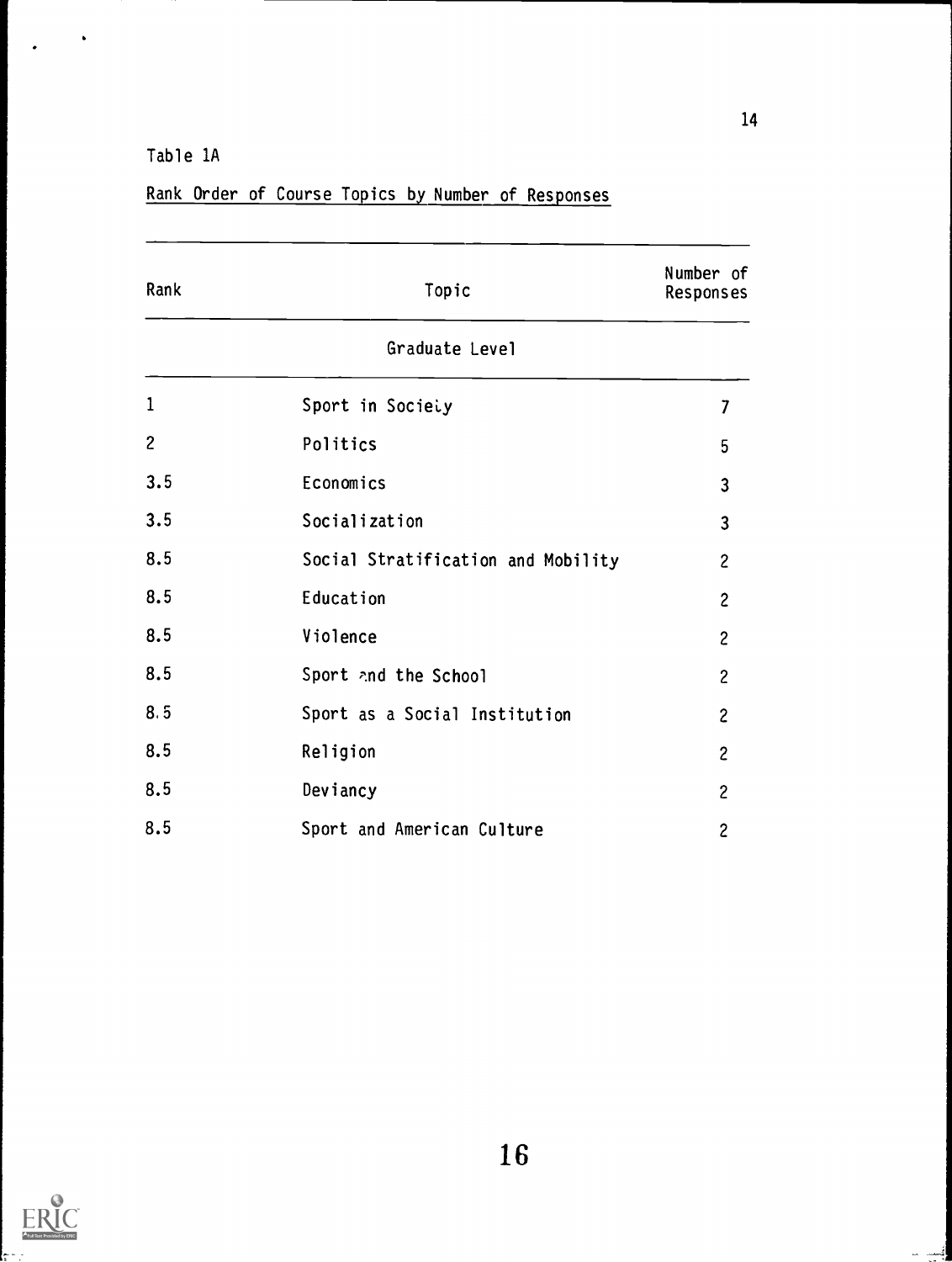Table 1A

Rank Order of Course Topics by Number of Responses

| Rank | Topic | Number of Responses |
|---|---|---|
| | Graduate Level | |
| 1 | Sport in Society | 7 |
| 2 | Politics | 5 |
| 3.5 | Economics | 3 |
| 3.5 | Socialization | 3 |
| 8.5 | Social Stratification and Mobility | 2 |
| 8.5 | Education | 2 |
| 8.5 | Violence | 2 |
| 8.5 | Sport and the School | 2 |
| 8.5 | Sport as a Social Institution | 2 |
| 8.5 | Religion | 2 |
| 8.5 | Deviancy | 2 |
| 8.5 | Sport and American Culture | 2 |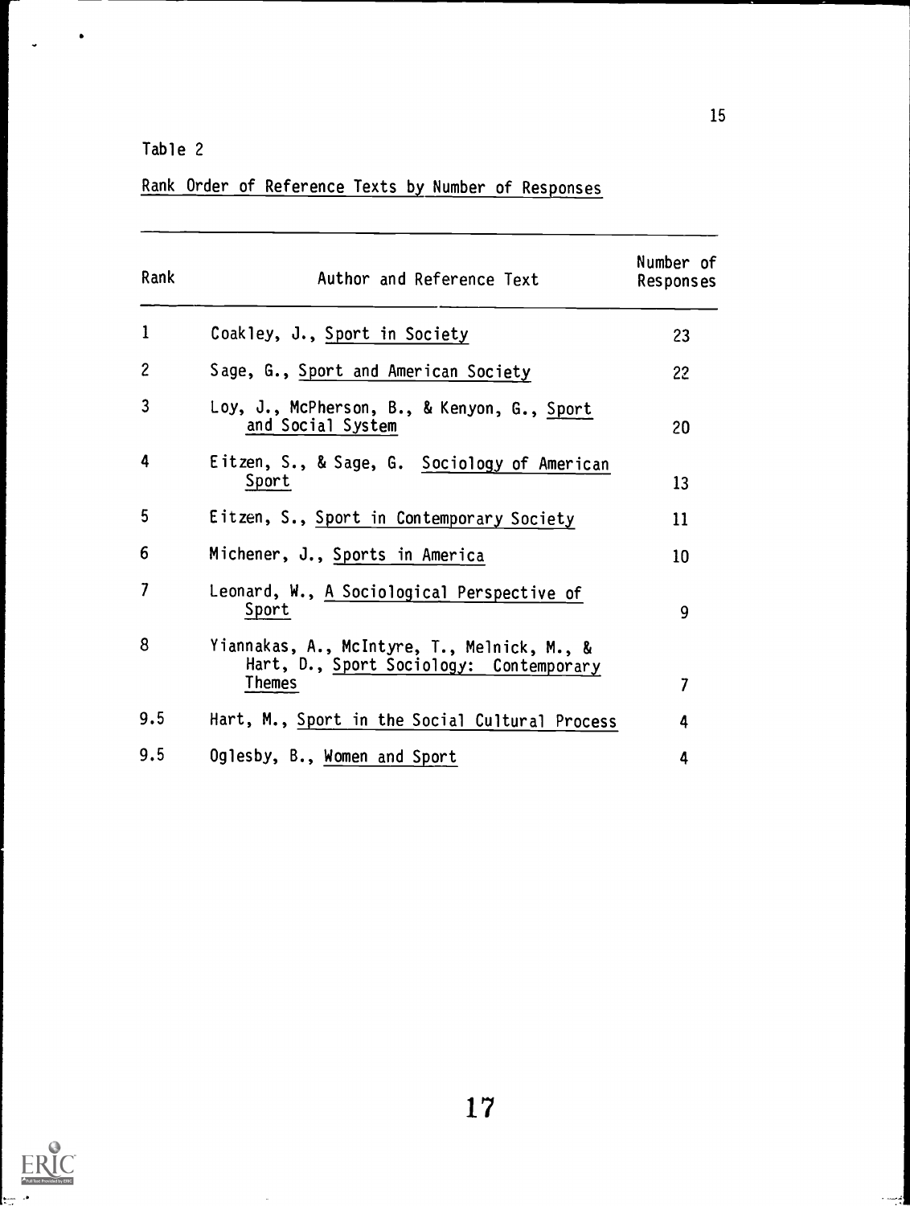Table 2

Rank Order of Reference Texts by Number of Responses

| Rank | Author and Reference Text | Number of Responses |
|---|---|---|
| 1 | Coakley, J., Sport in Society | 23 |
| 2 | Sage, G., Sport and American Society | 22 |
| 3 | Loy, J., McPherson, B., & Kenyon, G., Sport and Social System | 20 |
| 4 | Eitzen, S., & Sage, G. Sociology of American Sport | 13 |
| 5 | Eitzen, S., Sport in Contemporary Society | 11 |
| 6 | Michener, J., Sports in America | 10 |
| 7 | Leonard, W., A Sociological Perspective of Sport | 9 |
| 8 | Yiannakas, A., McIntyre, T., Melnick, M., & Hart, D., Sport Sociology: Contemporary Themes | 7 |
| 9.5 | Hart, M., Sport in the Social Cultural Process | 4 |
| 9.5 | Oglesby, B., Women and Sport | 4 |